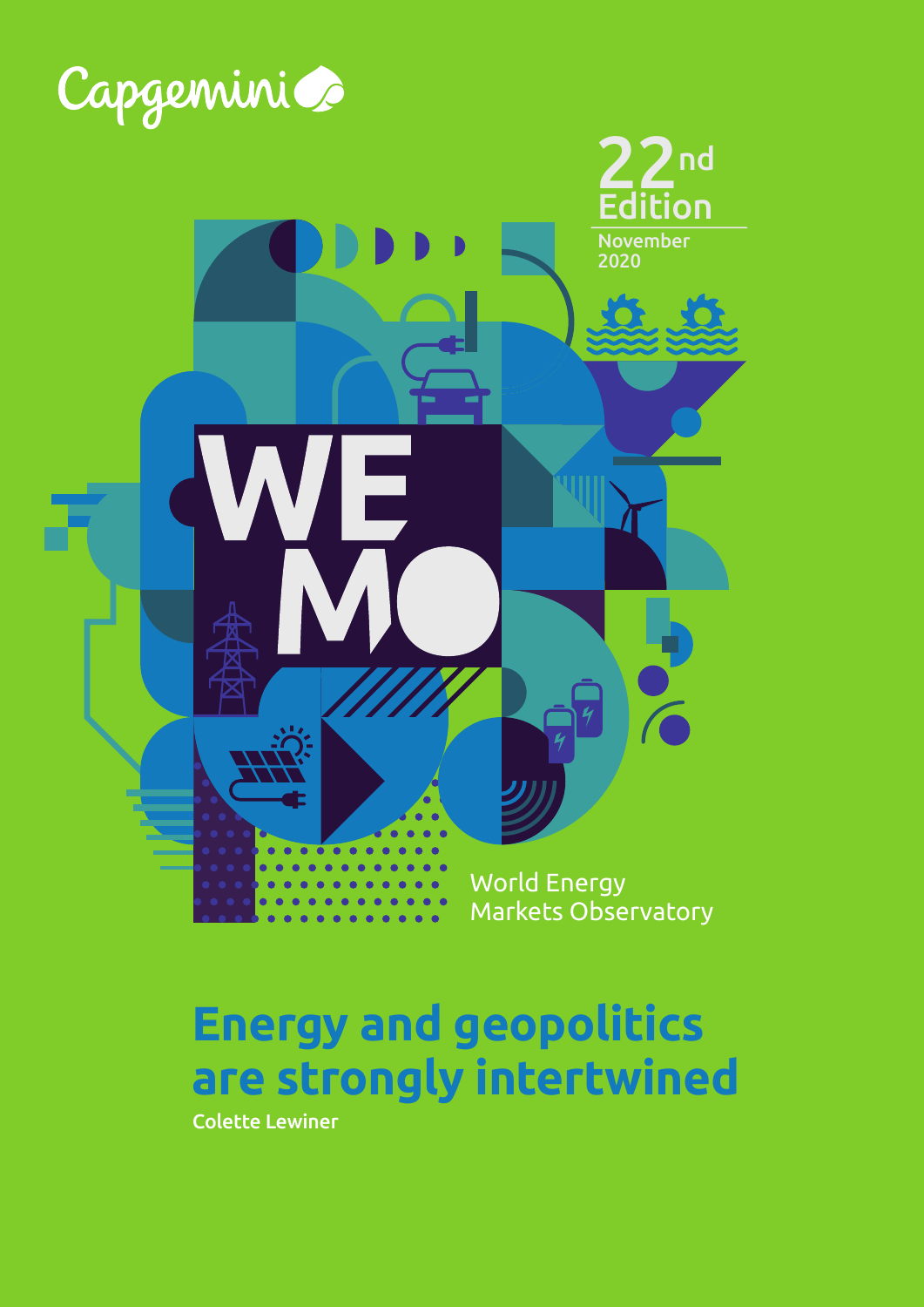Capgemini

22nd Edition

November 2020

WEMO

World Energy Markets Observatory

# Energy and geopolitics are strongly intertwined

Colette Lewiner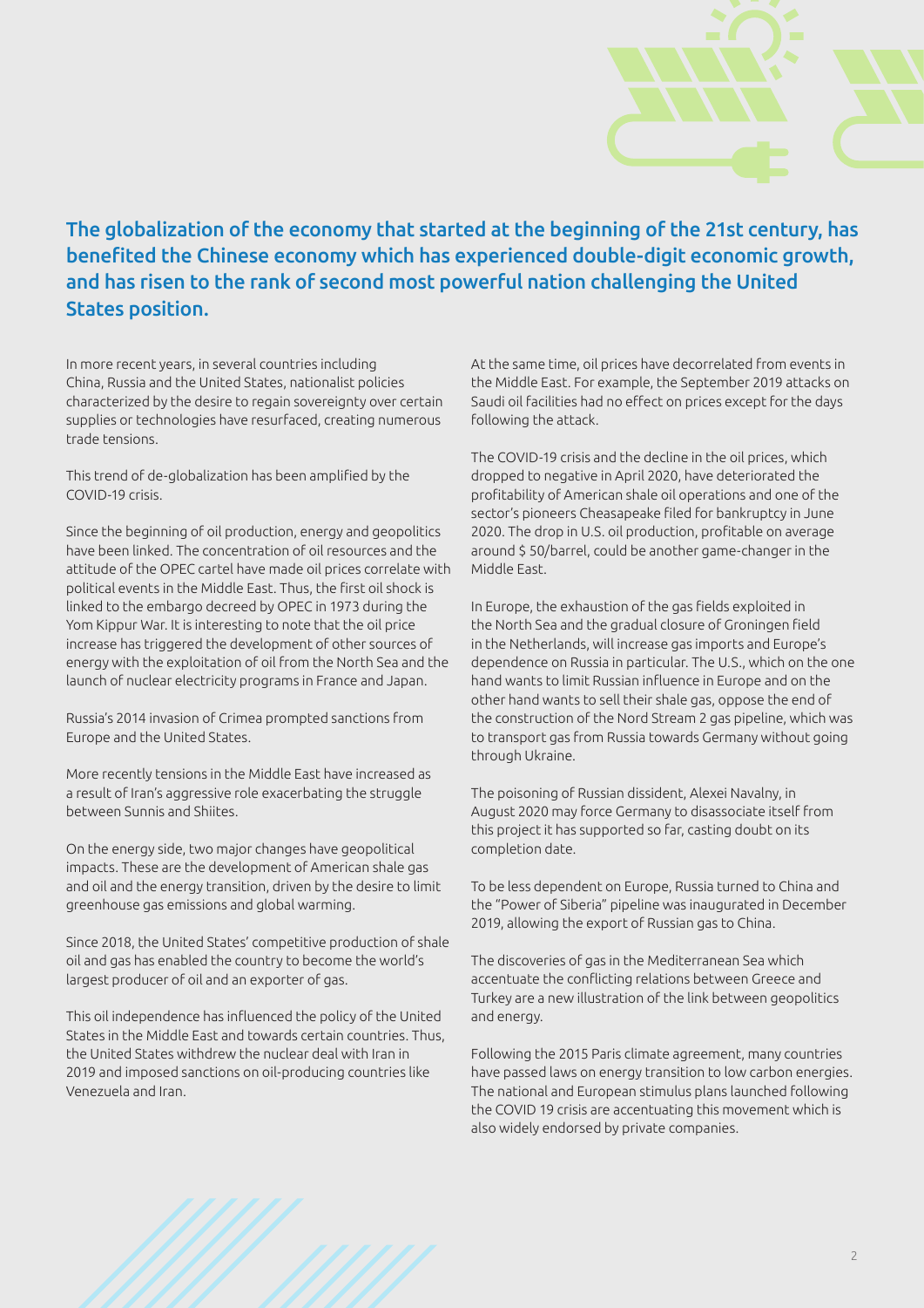**The globalization of the economy that started at the beginning of the 21st century, has benefited the Chinese economy which has experienced double-digit economic growth, and has risen to the rank of second most powerful nation challenging the United States position.**

In more recent years, in several countries including China, Russia and the United States, nationalist policies characterized by the desire to regain sovereignty over certain supplies or technologies have resurfaced, creating numerous trade tensions.

This trend of de-globalization has been amplified by the COVID-19 crisis.

Since the beginning of oil production, energy and geopolitics have been linked. The concentration of oil resources and the attitude of the OPEC cartel have made oil prices correlate with political events in the Middle East. Thus, the first oil shock is linked to the embargo decreed by OPEC in 1973 during the Yom Kippur War. It is interesting to note that the oil price increase has triggered the development of other sources of energy with the exploitation of oil from the North Sea and the launch of nuclear electricity programs in France and Japan.

Russia's 2014 invasion of Crimea prompted sanctions from Europe and the United States.

More recently tensions in the Middle East have increased as a result of Iran's aggressive role exacerbating the struggle between Sunnis and Shiites.

On the energy side, two major changes have geopolitical impacts. These are the development of American shale gas and oil and the energy transition, driven by the desire to limit greenhouse gas emissions and global warming.

Since 2018, the United States' competitive production of shale oil and gas has enabled the country to become the world's largest producer of oil and an exporter of gas.

This oil independence has influenced the policy of the United States in the Middle East and towards certain countries. Thus, the United States withdrew the nuclear deal with Iran in 2019 and imposed sanctions on oil-producing countries like Venezuela and Iran.

At the same time, oil prices have decorrelated from events in the Middle East. For example, the September 2019 attacks on Saudi oil facilities had no effect on prices except for the days following the attack.

The COVID-19 crisis and the decline in the oil prices, which dropped to negative in April 2020, have deteriorated the profitability of American shale oil operations and one of the sector's pioneers Cheasapeake filed for bankruptcy in June 2020. The drop in U.S. oil production, profitable on average around $ 50/barrel, could be another game-changer in the Middle East.

In Europe, the exhaustion of the gas fields exploited in the North Sea and the gradual closure of Groningen field in the Netherlands, will increase gas imports and Europe's dependence on Russia in particular. The U.S., which on the one hand wants to limit Russian influence in Europe and on the other hand wants to sell their shale gas, oppose the end of the construction of the Nord Stream 2 gas pipeline, which was to transport gas from Russia towards Germany without going through Ukraine.

The poisoning of Russian dissident, Alexei Navalny, in August 2020 may force Germany to disassociate itself from this project it has supported so far, casting doubt on its completion date.

To be less dependent on Europe, Russia turned to China and the "Power of Siberia" pipeline was inaugurated in December 2019, allowing the export of Russian gas to China.

The discoveries of gas in the Mediterranean Sea which accentuate the conflicting relations between Greece and Turkey are a new illustration of the link between geopolitics and energy.

Following the 2015 Paris climate agreement, many countries have passed laws on energy transition to low carbon energies. The national and European stimulus plans launched following the COVID 19 crisis are accentuating this movement which is also widely endorsed by private companies.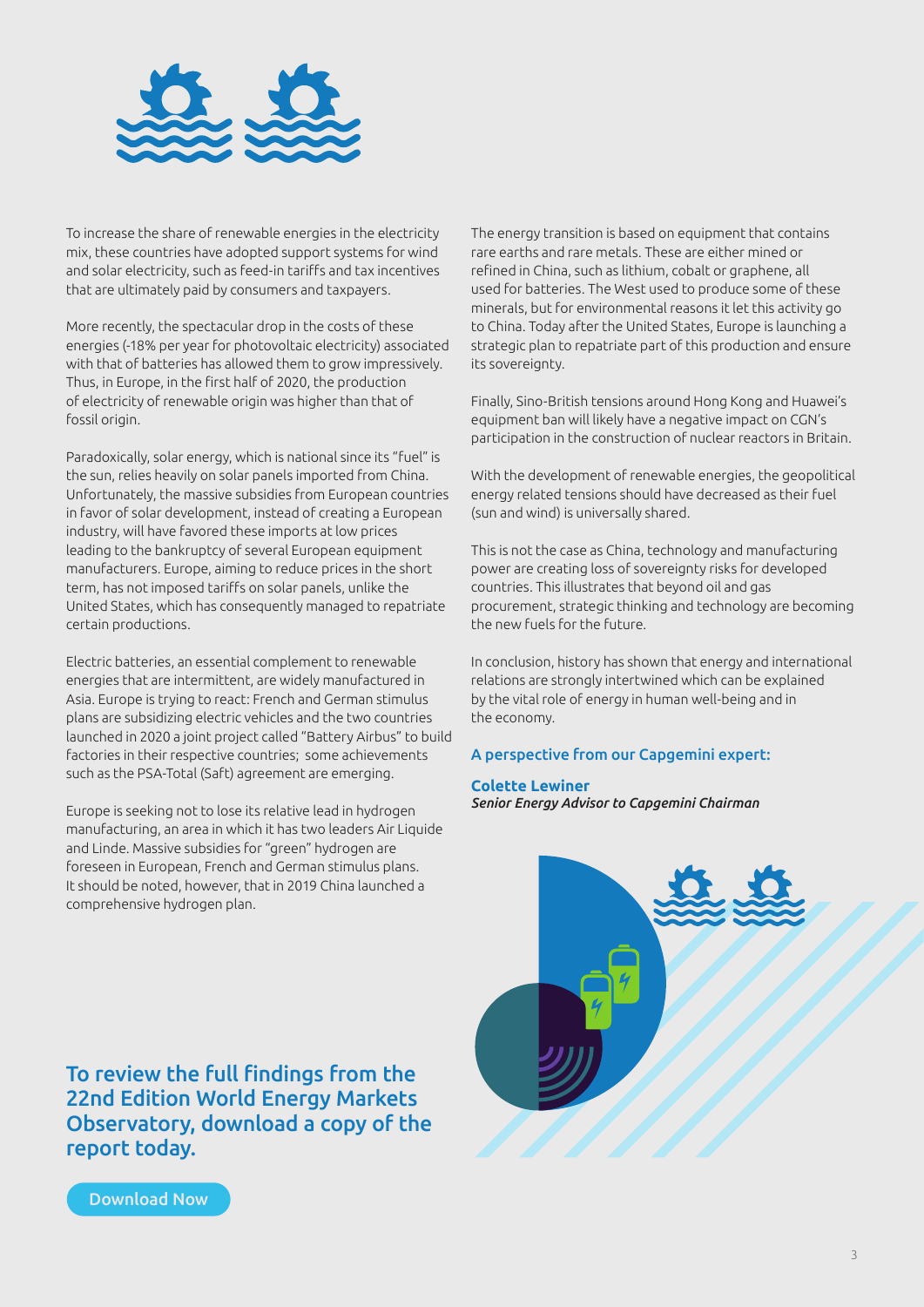To increase the share of renewable energies in the electricity mix, these countries have adopted support systems for wind and solar electricity, such as feed-in tariffs and tax incentives that are ultimately paid by consumers and taxpayers.

More recently, the spectacular drop in the costs of these energies (-18% per year for photovoltaic electricity) associated with that of batteries has allowed them to grow impressively. Thus, in Europe, in the first half of 2020, the production of electricity of renewable origin was higher than that of fossil origin.

Paradoxically, solar energy, which is national since its "fuel" is the sun, relies heavily on solar panels imported from China. Unfortunately, the massive subsidies from European countries in favor of solar development, instead of creating a European industry, will have favored these imports at low prices leading to the bankruptcy of several European equipment manufacturers. Europe, aiming to reduce prices in the short term, has not imposed tariffs on solar panels, unlike the United States, which has consequently managed to repatriate certain productions.

Electric batteries, an essential complement to renewable energies that are intermittent, are widely manufactured in Asia. Europe is trying to react: French and German stimulus plans are subsidizing electric vehicles and the two countries launched in 2020 a joint project called "Battery Airbus" to build factories in their respective countries; some achievements such as the PSA-Total (Saft) agreement are emerging.

Europe is seeking not to lose its relative lead in hydrogen manufacturing, an area in which it has two leaders Air Liquide and Linde. Massive subsidies for "green" hydrogen are foreseen in European, French and German stimulus plans. It should be noted, however, that in 2019 China launched a comprehensive hydrogen plan.

The energy transition is based on equipment that contains rare earths and rare metals. These are either mined or refined in China, such as lithium, cobalt or graphene, all used for batteries. The West used to produce some of these minerals, but for environmental reasons it let this activity go to China. Today after the United States, Europe is launching a strategic plan to repatriate part of this production and ensure its sovereignty.

Finally, Sino-British tensions around Hong Kong and Huawei's equipment ban will likely have a negative impact on CGN's participation in the construction of nuclear reactors in Britain.

With the development of renewable energies, the geopolitical energy related tensions should have decreased as their fuel (sun and wind) is universally shared.

This is not the case as China, technology and manufacturing power are creating loss of sovereignty risks for developed countries. This illustrates that beyond oil and gas procurement, strategic thinking and technology are becoming the new fuels for the future.

In conclusion, history has shown that energy and international relations are strongly intertwined which can be explained by the vital role of energy in human well-being and in the economy.

### A perspective from our Capgemini expert:

**Colette Lewiner**
*Senior Energy Advisor to Capgemini Chairman*

## To review the full findings from the 22nd Edition World Energy Markets Observatory, download a copy of the report today.

Download Now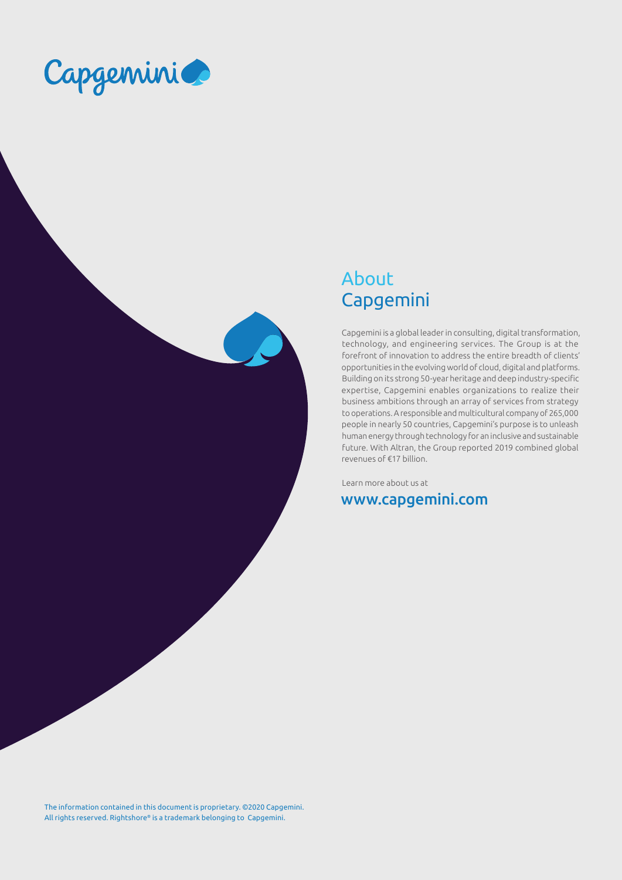# About Capgemini

Capgemini is a global leader in consulting, digital transformation, technology, and engineering services. The Group is at the forefront of innovation to address the entire breadth of clients' opportunities in the evolving world of cloud, digital and platforms. Building on its strong 50-year heritage and deep industry-specific expertise, Capgemini enables organizations to realize their business ambitions through an array of services from strategy to operations. A responsible and multicultural company of 265,000 people in nearly 50 countries, Capgemini's purpose is to unleash human energy through technology for an inclusive and sustainable future. With Altran, the Group reported 2019 combined global revenues of €17 billion.

Learn more about us at

**www.capgemini.com**

The information contained in this document is proprietary. ©2020 Capgemini. All rights reserved. Rightshore® is a trademark belonging to Capgemini.